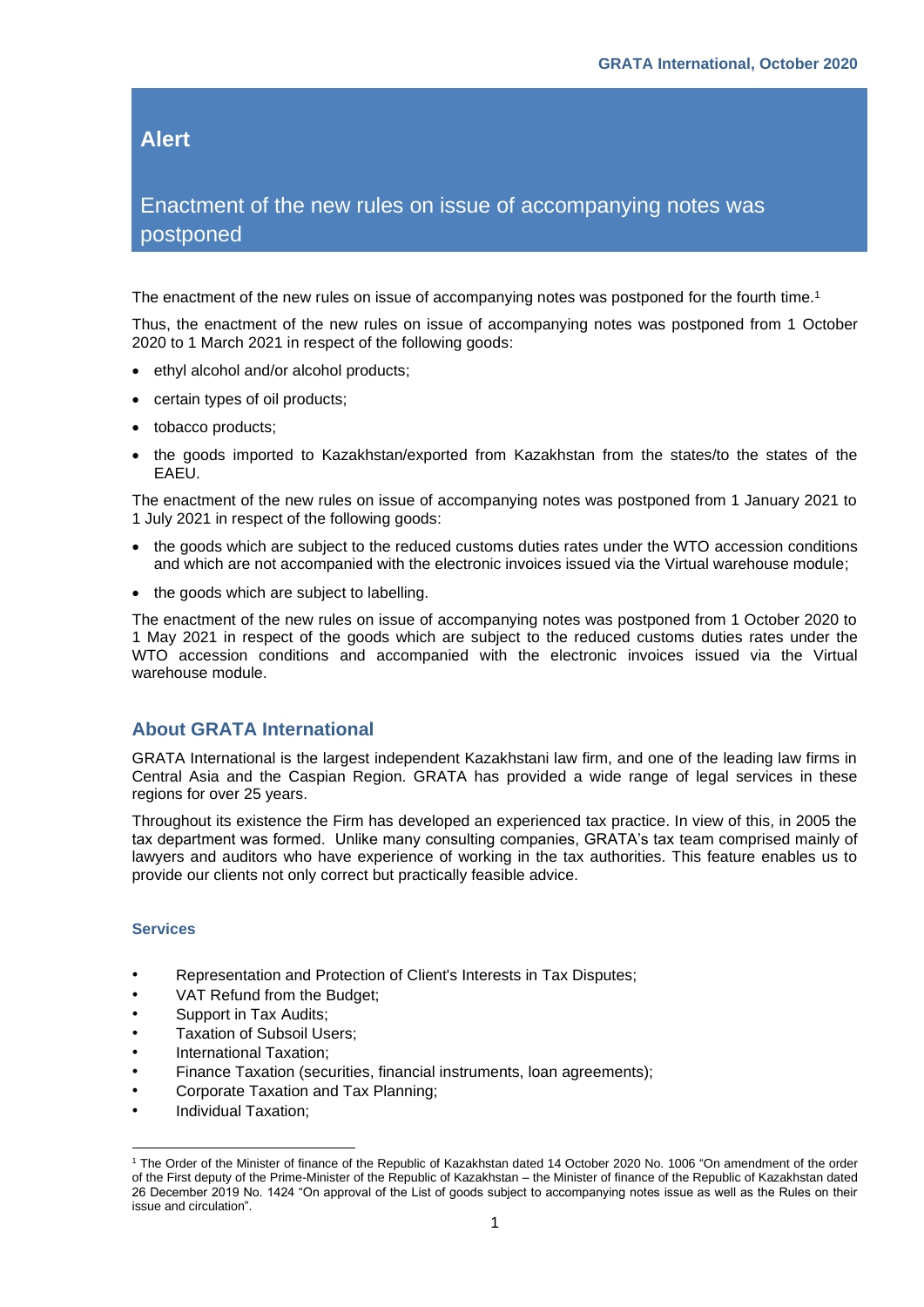# Alert

## Enactment of the new rules on issue of accompanying notes was postponed

The enactment of the new rules on issue of accompanying notes was postponed for the fourth time.[1]

Thus, the enactment of the new rules on issue of accompanying notes was postponed from 1 October 2020 to 1 March 2021 in respect of the following goods:

- ethyl alcohol and/or alcohol products;
- certain types of oil products;
- tobacco products;
- the goods imported to Kazakhstan/exported from Kazakhstan from the states/to the states of the EAEU.

The enactment of the new rules on issue of accompanying notes was postponed from 1 January 2021 to 1 July 2021 in respect of the following goods:

- the goods which are subject to the reduced customs duties rates under the WTO accession conditions and which are not accompanied with the electronic invoices issued via the Virtual warehouse module;
- the goods which are subject to labelling.

The enactment of the new rules on issue of accompanying notes was postponed from 1 October 2020 to 1 May 2021 in respect of the goods which are subject to the reduced customs duties rates under the WTO accession conditions and accompanied with the electronic invoices issued via the Virtual warehouse module.

## About GRATA International

GRATA International is the largest independent Kazakhstani law firm, and one of the leading law firms in Central Asia and the Caspian Region. GRATA has provided a wide range of legal services in these regions for over 25 years.

Throughout its existence the Firm has developed an experienced tax practice. In view of this, in 2005 the tax department was formed. Unlike many consulting companies, GRATA's tax team comprised mainly of lawyers and auditors who have experience of working in the tax authorities. This feature enables us to provide our clients not only correct but practically feasible advice.

### Services

- Representation and Protection of Client's Interests in Tax Disputes;
- VAT Refund from the Budget;
- Support in Tax Audits;
- Taxation of Subsoil Users;
- International Taxation;
- Finance Taxation (securities, financial instruments, loan agreements);
- Corporate Taxation and Tax Planning;
- Individual Taxation;

[1] The Order of the Minister of finance of the Republic of Kazakhstan dated 14 October 2020 No. 1006 "On amendment of the order of the First deputy of the Prime-Minister of the Republic of Kazakhstan – the Minister of finance of the Republic of Kazakhstan dated 26 December 2019 No. 1424 "On approval of the List of goods subject to accompanying notes issue as well as the Rules on their issue and circulation".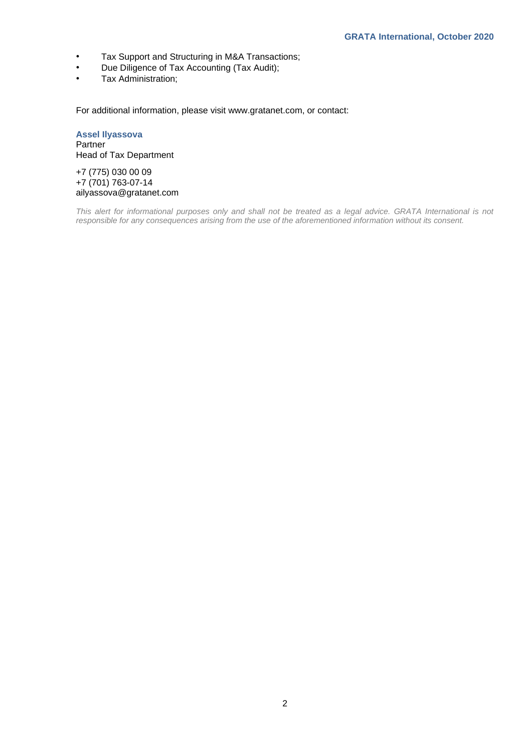- Tax Support and Structuring in M&A Transactions;
- Due Diligence of Tax Accounting (Tax Audit);
- Tax Administration;

For additional information, please visit www.gratanet.com, or contact:

**Assel Ilyassova**
Partner
Head of Tax Department

+7 (775) 030 00 09
+7 (701) 763-07-14
ailyassova@gratanet.com

*This alert for informational purposes only and shall not be treated as a legal advice. GRATA International is not responsible for any consequences arising from the use of the aforementioned information without its consent.*